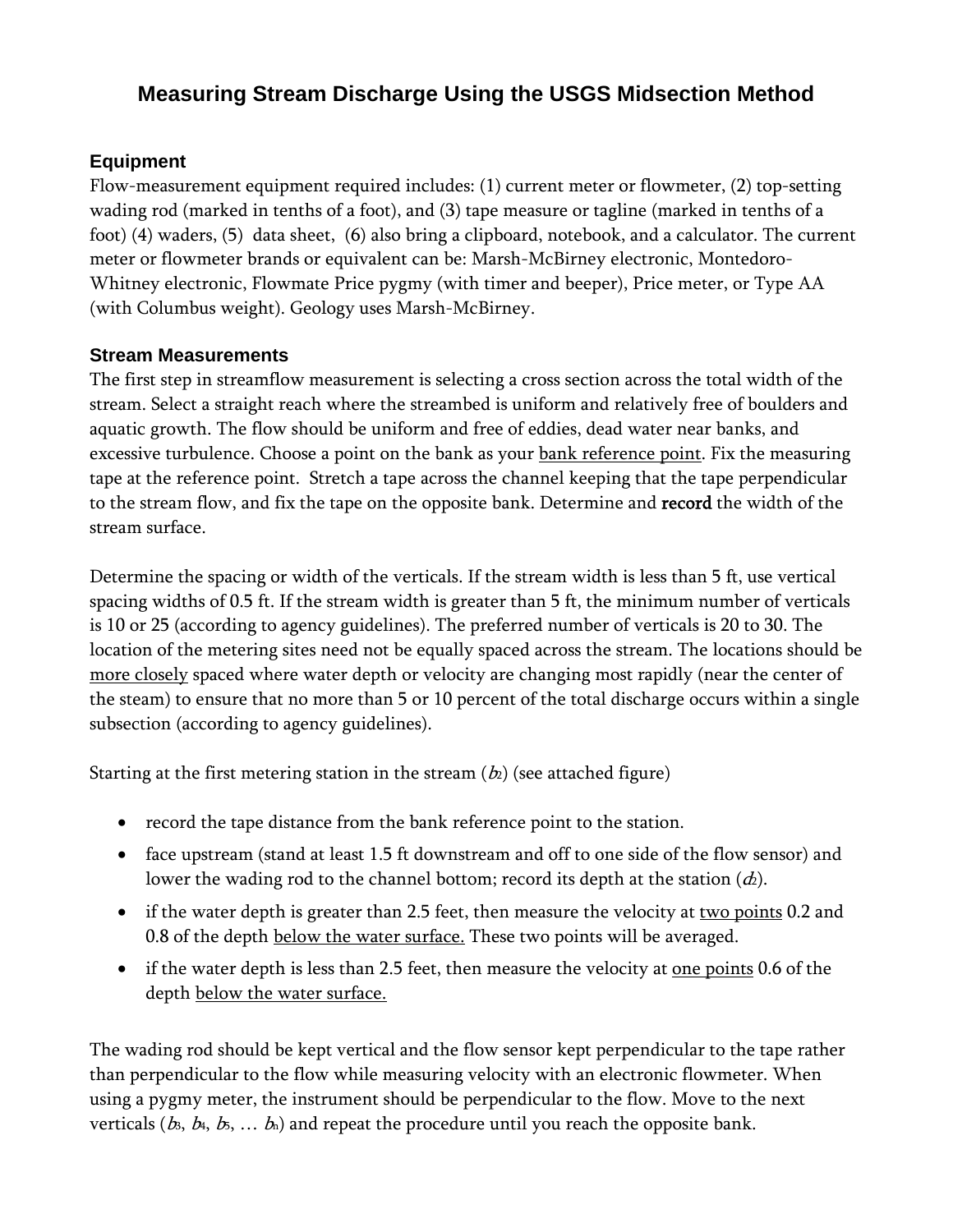# Measuring Stream Discharge Using the USGS Midsection Method

### Equipment

Flow-measurement equipment required includes: (1) current meter or flowmeter, (2) top-setting wading rod (marked in tenths of a foot), and (3) tape measure or tagline (marked in tenths of a foot) (4) waders, (5) data sheet, (6) also bring a clipboard, notebook, and a calculator. The current meter or flowmeter brands or equivalent can be: Marsh-McBirney electronic, Montedoro-Whitney electronic, Flowmate Price pygmy (with timer and beeper), Price meter, or Type AA (with Columbus weight). Geology uses Marsh-McBirney.

### Stream Measurements

The first step in streamflow measurement is selecting a cross section across the total width of the stream. Select a straight reach where the streambed is uniform and relatively free of boulders and aquatic growth. The flow should be uniform and free of eddies, dead water near banks, and excessive turbulence. Choose a point on the bank as your <u>bank reference point</u>. Fix the measuring tape at the reference point. Stretch a tape across the channel keeping that the tape perpendicular to the stream flow, and fix the tape on the opposite bank. Determine and **record** the width of the stream surface.

Determine the spacing or width of the verticals. If the stream width is less than 5 ft, use vertical spacing widths of 0.5 ft. If the stream width is greater than 5 ft, the minimum number of verticals is 10 or 25 (according to agency guidelines). The preferred number of verticals is 20 to 30. The location of the metering sites need not be equally spaced across the stream. The locations should be <u>more closely</u> spaced where water depth or velocity are changing most rapidly (near the center of the steam) to ensure that no more than 5 or 10 percent of the total discharge occurs within a single subsection (according to agency guidelines).

Starting at the first metering station in the stream ($b_2$) (see attached figure)

- record the tape distance from the bank reference point to the station.
- face upstream (stand at least 1.5 ft downstream and off to one side of the flow sensor) and lower the wading rod to the channel bottom; record its depth at the station ($d_2$).
- if the water depth is greater than 2.5 feet, then measure the velocity at <u>two points</u> 0.2 and 0.8 of the depth <u>below the water surface.</u> These two points will be averaged.
- if the water depth is less than 2.5 feet, then measure the velocity at <u>one points</u> 0.6 of the depth <u>below the water surface.</u>

The wading rod should be kept vertical and the flow sensor kept perpendicular to the tape rather than perpendicular to the flow while measuring velocity with an electronic flowmeter. When using a pygmy meter, the instrument should be perpendicular to the flow. Move to the next verticals ($b_3$, $b_4$, $b_5$, … $b_n$) and repeat the procedure until you reach the opposite bank.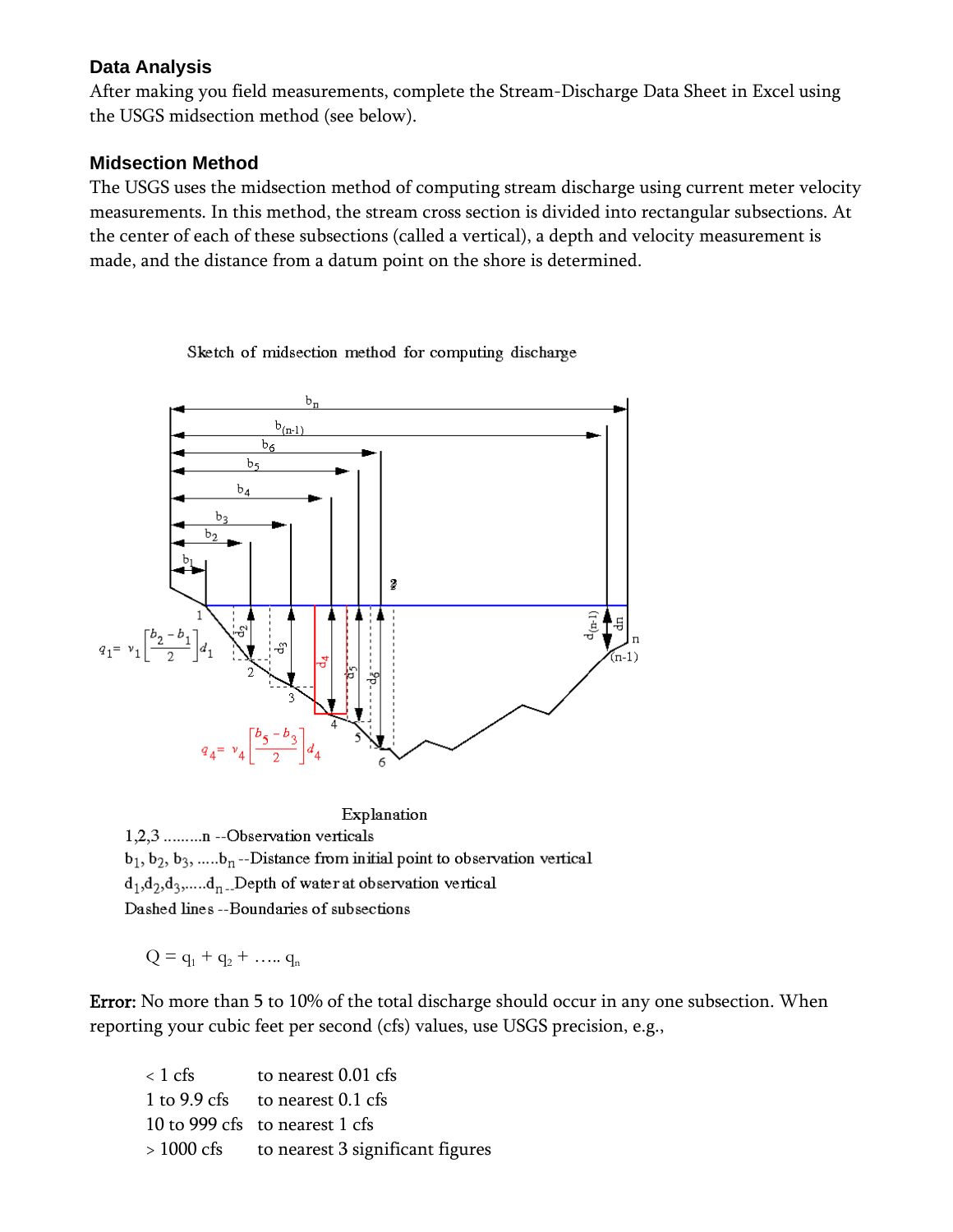### Data Analysis

After making you field measurements, complete the Stream-Discharge Data Sheet in Excel using the USGS midsection method (see below).

### Midsection Method

The USGS uses the midsection method of computing stream discharge using current meter velocity measurements. In this method, the stream cross section is divided into rectangular subsections. At the center of each of these subsections (called a vertical), a depth and velocity measurement is made, and the distance from a datum point on the shore is determined.

Sketch of midsection method for computing discharge

$$q_1 = v_1\left[\frac{b_2 - b_1}{2}\right]d_1$$

$$q_4 = v_4\left[\frac{b_5 - b_3}{2}\right]d_4$$

Explanation

1,2,3 .........n --Observation verticals

$b_1, b_2, b_3, \ldots b_n$ --Distance from initial point to observation vertical

$d_1, d_2, d_3, \ldots d_n$ --Depth of water at observation vertical

Dashed lines --Boundaries of subsections

$$Q = q_1 + q_2 + \ldots q_n$$

**Error:** No more than 5 to 10% of the total discharge should occur in any one subsection. When reporting your cubic feet per second (cfs) values, use USGS precision, e.g.,

| | |
|---|---|
| < 1 cfs | to nearest 0.01 cfs |
| 1 to 9.9 cfs | to nearest 0.1 cfs |
| 10 to 999 cfs | to nearest 1 cfs |
| > 1000 cfs | to nearest 3 significant figures |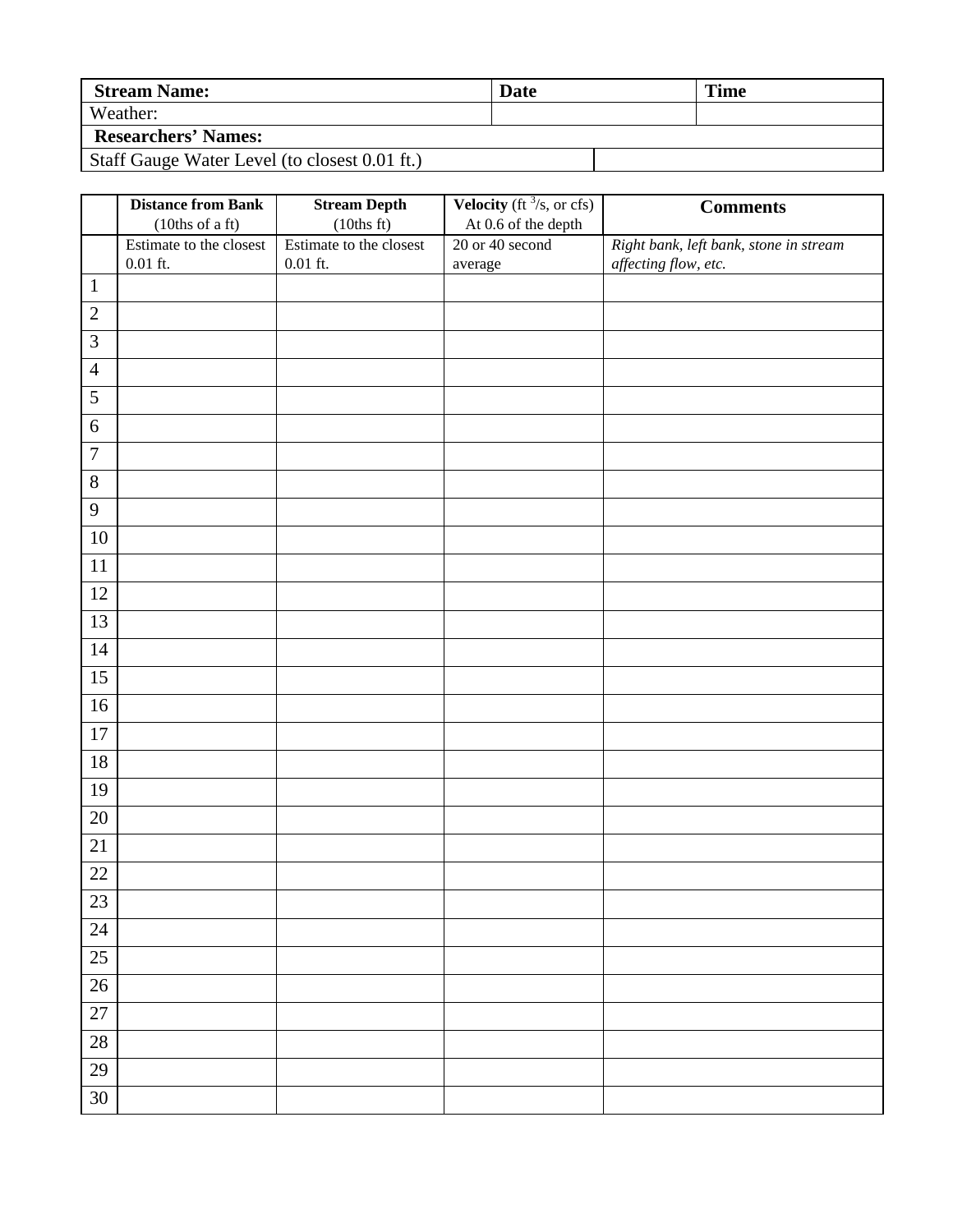| Stream Name: | Date | Time |
|---|---|---|
| Weather: | | |
| **Researchers' Names:** | | |
| Staff Gauge Water Level (to closest 0.01 ft.) | | |

| | **Distance from Bank** (10ths of a ft) | **Stream Depth** (10ths ft) | **Velocity** (ft $^3$/s, or cfs) At 0.6 of the depth | **Comments** |
|---|---|---|---|---|
| | Estimate to the closest 0.01 ft. | Estimate to the closest 0.01 ft. | 20 or 40 second average | *Right bank, left bank, stone in stream affecting flow, etc.* |
| 1 | | | | |
| 2 | | | | |
| 3 | | | | |
| 4 | | | | |
| 5 | | | | |
| 6 | | | | |
| 7 | | | | |
| 8 | | | | |
| 9 | | | | |
| 10 | | | | |
| 11 | | | | |
| 12 | | | | |
| 13 | | | | |
| 14 | | | | |
| 15 | | | | |
| 16 | | | | |
| 17 | | | | |
| 18 | | | | |
| 19 | | | | |
| 20 | | | | |
| 21 | | | | |
| 22 | | | | |
| 23 | | | | |
| 24 | | | | |
| 25 | | | | |
| 26 | | | | |
| 27 | | | | |
| 28 | | | | |
| 29 | | | | |
| 30 | | | | |